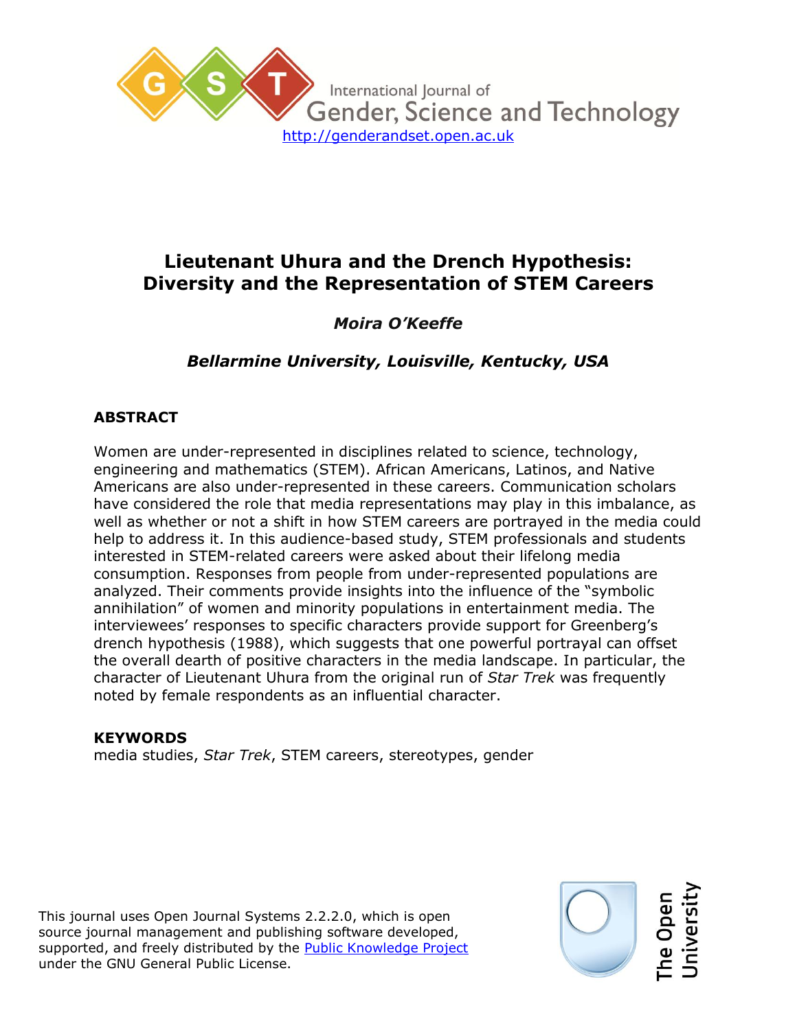International Journal of Gender, Science and Technology

http://genderandset.open.ac.uk

# Lieutenant Uhura and the Drench Hypothesis: Diversity and the Representation of STEM Careers

***Moira O'Keeffe***

***Bellarmine University, Louisville, Kentucky, USA***

## ABSTRACT

Women are under-represented in disciplines related to science, technology, engineering and mathematics (STEM). African Americans, Latinos, and Native Americans are also under-represented in these careers. Communication scholars have considered the role that media representations may play in this imbalance, as well as whether or not a shift in how STEM careers are portrayed in the media could help to address it. In this audience-based study, STEM professionals and students interested in STEM-related careers were asked about their lifelong media consumption. Responses from people from under-represented populations are analyzed. Their comments provide insights into the influence of the "symbolic annihilation" of women and minority populations in entertainment media. The interviewees' responses to specific characters provide support for Greenberg's drench hypothesis (1988), which suggests that one powerful portrayal can offset the overall dearth of positive characters in the media landscape. In particular, the character of Lieutenant Uhura from the original run of *Star Trek* was frequently noted by female respondents as an influential character.

**KEYWORDS**

media studies, *Star Trek*, STEM careers, stereotypes, gender

This journal uses Open Journal Systems 2.2.2.0, which is open source journal management and publishing software developed, supported, and freely distributed by the Public Knowledge Project under the GNU General Public License.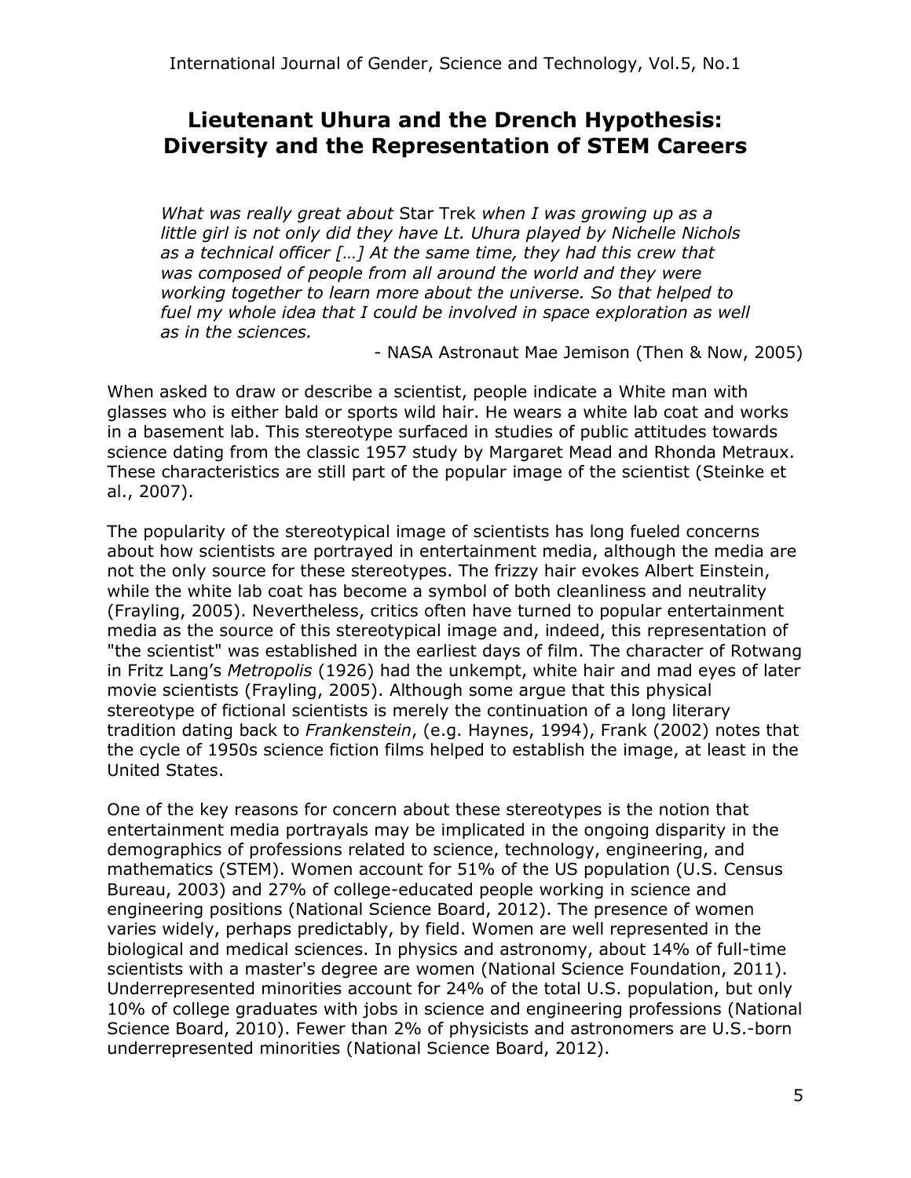# Lieutenant Uhura and the Drench Hypothesis: Diversity and the Representation of STEM Careers

> *What was really great about* Star Trek *when I was growing up as a little girl is not only did they have Lt. Uhura played by Nichelle Nichols as a technical officer […] At the same time, they had this crew that was composed of people from all around the world and they were working together to learn more about the universe. So that helped to fuel my whole idea that I could be involved in space exploration as well as in the sciences.*
>
> \- NASA Astronaut Mae Jemison (Then & Now, 2005)

When asked to draw or describe a scientist, people indicate a White man with glasses who is either bald or sports wild hair. He wears a white lab coat and works in a basement lab. This stereotype surfaced in studies of public attitudes towards science dating from the classic 1957 study by Margaret Mead and Rhonda Metraux. These characteristics are still part of the popular image of the scientist (Steinke et al., 2007).

The popularity of the stereotypical image of scientists has long fueled concerns about how scientists are portrayed in entertainment media, although the media are not the only source for these stereotypes. The frizzy hair evokes Albert Einstein, while the white lab coat has become a symbol of both cleanliness and neutrality (Frayling, 2005). Nevertheless, critics often have turned to popular entertainment media as the source of this stereotypical image and, indeed, this representation of "the scientist" was established in the earliest days of film. The character of Rotwang in Fritz Lang's *Metropolis* (1926) had the unkempt, white hair and mad eyes of later movie scientists (Frayling, 2005). Although some argue that this physical stereotype of fictional scientists is merely the continuation of a long literary tradition dating back to *Frankenstein*, (e.g. Haynes, 1994), Frank (2002) notes that the cycle of 1950s science fiction films helped to establish the image, at least in the United States.

One of the key reasons for concern about these stereotypes is the notion that entertainment media portrayals may be implicated in the ongoing disparity in the demographics of professions related to science, technology, engineering, and mathematics (STEM). Women account for 51% of the US population (U.S. Census Bureau, 2003) and 27% of college-educated people working in science and engineering positions (National Science Board, 2012). The presence of women varies widely, perhaps predictably, by field. Women are well represented in the biological and medical sciences. In physics and astronomy, about 14% of full-time scientists with a master's degree are women (National Science Foundation, 2011). Underrepresented minorities account for 24% of the total U.S. population, but only 10% of college graduates with jobs in science and engineering professions (National Science Board, 2010). Fewer than 2% of physicists and astronomers are U.S.-born underrepresented minorities (National Science Board, 2012).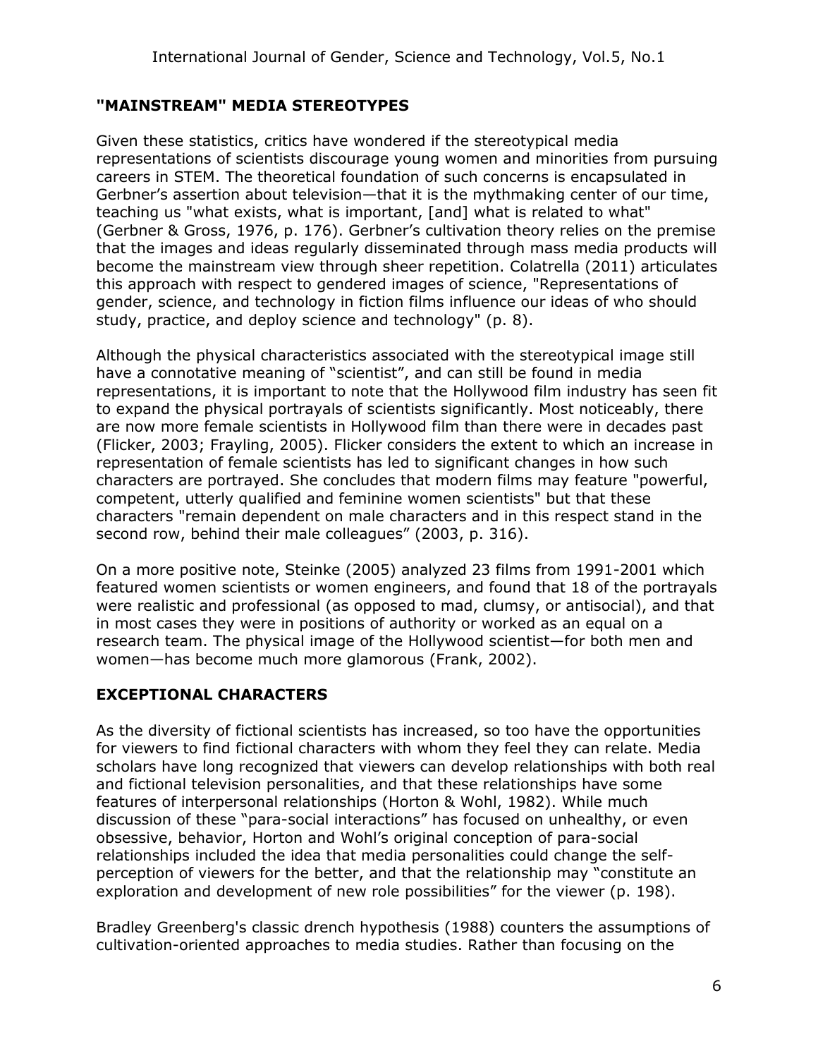## "MAINSTREAM" MEDIA STEREOTYPES

Given these statistics, critics have wondered if the stereotypical media representations of scientists discourage young women and minorities from pursuing careers in STEM. The theoretical foundation of such concerns is encapsulated in Gerbner's assertion about television—that it is the mythmaking center of our time, teaching us "what exists, what is important, [and] what is related to what" (Gerbner & Gross, 1976, p. 176). Gerbner's cultivation theory relies on the premise that the images and ideas regularly disseminated through mass media products will become the mainstream view through sheer repetition. Colatrella (2011) articulates this approach with respect to gendered images of science, "Representations of gender, science, and technology in fiction films influence our ideas of who should study, practice, and deploy science and technology" (p. 8).

Although the physical characteristics associated with the stereotypical image still have a connotative meaning of "scientist", and can still be found in media representations, it is important to note that the Hollywood film industry has seen fit to expand the physical portrayals of scientists significantly. Most noticeably, there are now more female scientists in Hollywood film than there were in decades past (Flicker, 2003; Frayling, 2005). Flicker considers the extent to which an increase in representation of female scientists has led to significant changes in how such characters are portrayed. She concludes that modern films may feature "powerful, competent, utterly qualified and feminine women scientists" but that these characters "remain dependent on male characters and in this respect stand in the second row, behind their male colleagues" (2003, p. 316).

On a more positive note, Steinke (2005) analyzed 23 films from 1991-2001 which featured women scientists or women engineers, and found that 18 of the portrayals were realistic and professional (as opposed to mad, clumsy, or antisocial), and that in most cases they were in positions of authority or worked as an equal on a research team. The physical image of the Hollywood scientist—for both men and women—has become much more glamorous (Frank, 2002).

## EXCEPTIONAL CHARACTERS

As the diversity of fictional scientists has increased, so too have the opportunities for viewers to find fictional characters with whom they feel they can relate. Media scholars have long recognized that viewers can develop relationships with both real and fictional television personalities, and that these relationships have some features of interpersonal relationships (Horton & Wohl, 1982). While much discussion of these "para-social interactions" has focused on unhealthy, or even obsessive, behavior, Horton and Wohl's original conception of para-social relationships included the idea that media personalities could change the self-perception of viewers for the better, and that the relationship may "constitute an exploration and development of new role possibilities" for the viewer (p. 198).

Bradley Greenberg's classic drench hypothesis (1988) counters the assumptions of cultivation-oriented approaches to media studies. Rather than focusing on the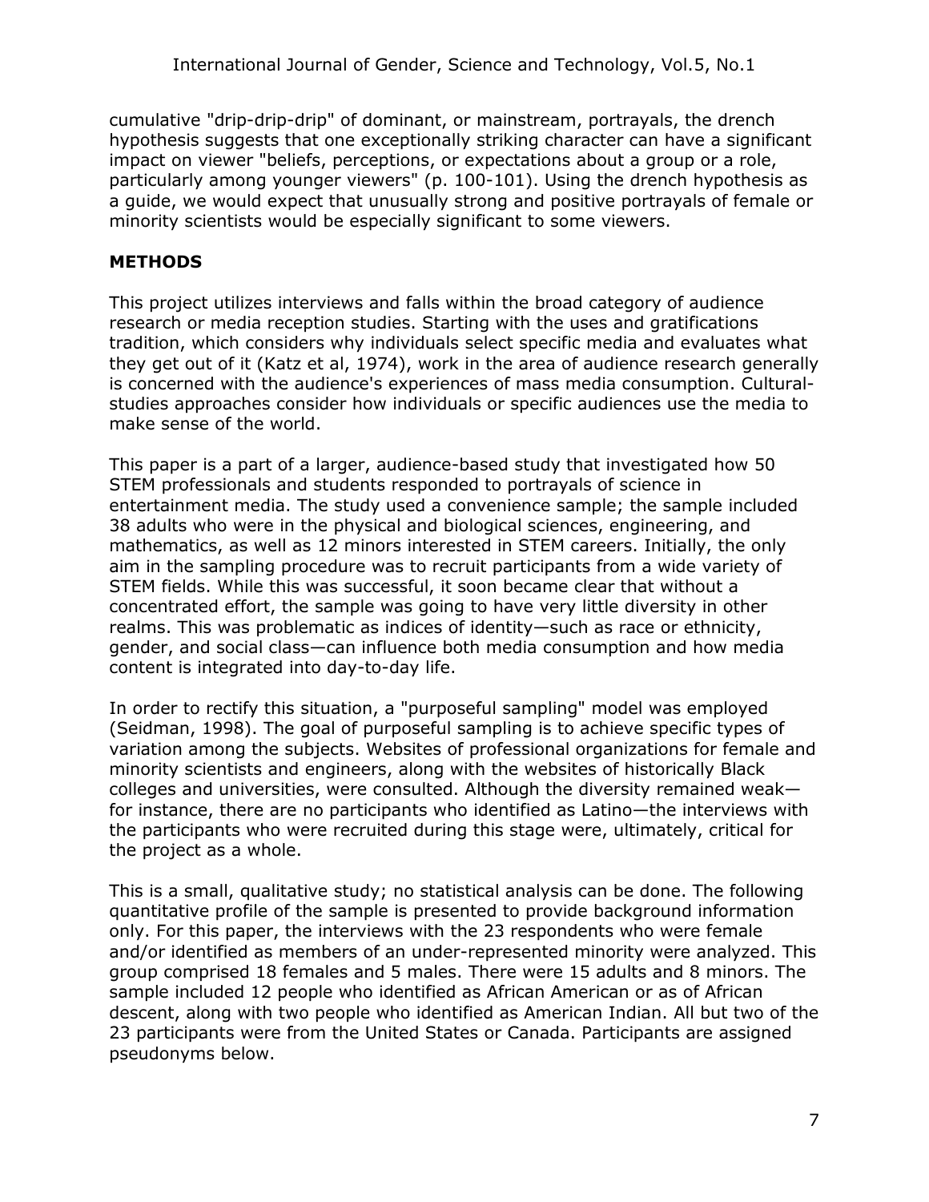cumulative "drip-drip-drip" of dominant, or mainstream, portrayals, the drench hypothesis suggests that one exceptionally striking character can have a significant impact on viewer "beliefs, perceptions, or expectations about a group or a role, particularly among younger viewers" (p. 100-101). Using the drench hypothesis as a guide, we would expect that unusually strong and positive portrayals of female or minority scientists would be especially significant to some viewers.

## METHODS

This project utilizes interviews and falls within the broad category of audience research or media reception studies. Starting with the uses and gratifications tradition, which considers why individuals select specific media and evaluates what they get out of it (Katz et al, 1974), work in the area of audience research generally is concerned with the audience's experiences of mass media consumption. Cultural-studies approaches consider how individuals or specific audiences use the media to make sense of the world.

This paper is a part of a larger, audience-based study that investigated how 50 STEM professionals and students responded to portrayals of science in entertainment media. The study used a convenience sample; the sample included 38 adults who were in the physical and biological sciences, engineering, and mathematics, as well as 12 minors interested in STEM careers. Initially, the only aim in the sampling procedure was to recruit participants from a wide variety of STEM fields. While this was successful, it soon became clear that without a concentrated effort, the sample was going to have very little diversity in other realms. This was problematic as indices of identity—such as race or ethnicity, gender, and social class—can influence both media consumption and how media content is integrated into day-to-day life.

In order to rectify this situation, a "purposeful sampling" model was employed (Seidman, 1998). The goal of purposeful sampling is to achieve specific types of variation among the subjects. Websites of professional organizations for female and minority scientists and engineers, along with the websites of historically Black colleges and universities, were consulted. Although the diversity remained weak—for instance, there are no participants who identified as Latino—the interviews with the participants who were recruited during this stage were, ultimately, critical for the project as a whole.

This is a small, qualitative study; no statistical analysis can be done. The following quantitative profile of the sample is presented to provide background information only. For this paper, the interviews with the 23 respondents who were female and/or identified as members of an under-represented minority were analyzed. This group comprised 18 females and 5 males. There were 15 adults and 8 minors. The sample included 12 people who identified as African American or as of African descent, along with two people who identified as American Indian. All but two of the 23 participants were from the United States or Canada. Participants are assigned pseudonyms below.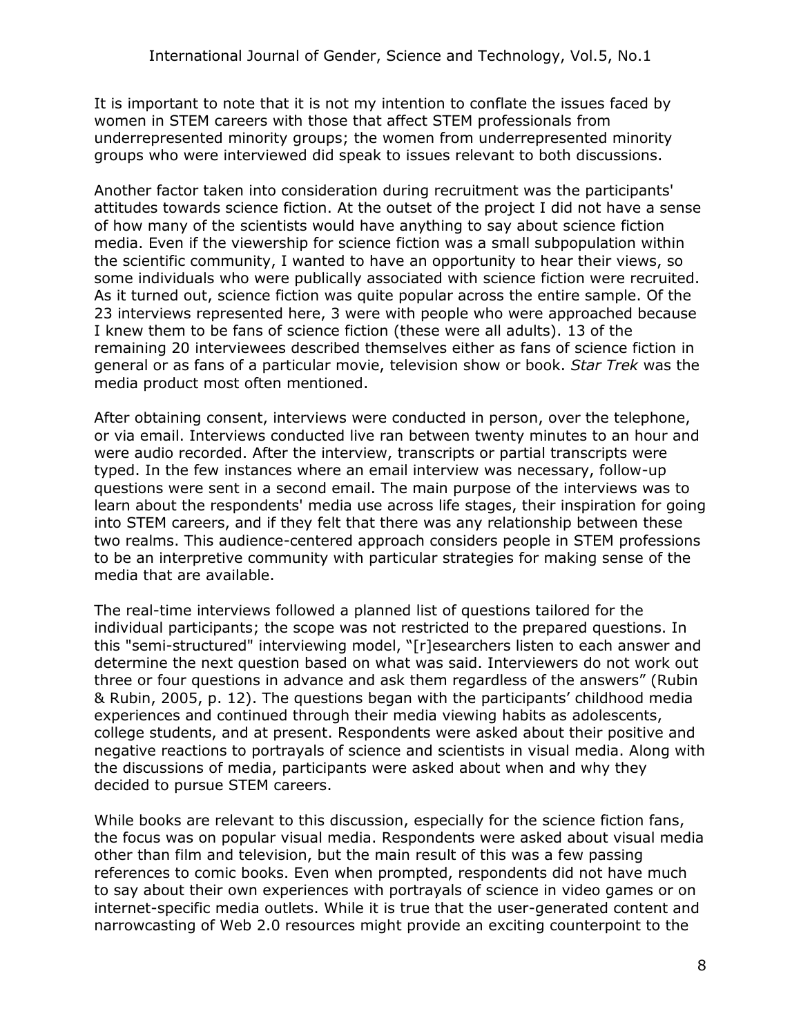It is important to note that it is not my intention to conflate the issues faced by women in STEM careers with those that affect STEM professionals from underrepresented minority groups; the women from underrepresented minority groups who were interviewed did speak to issues relevant to both discussions.

Another factor taken into consideration during recruitment was the participants' attitudes towards science fiction. At the outset of the project I did not have a sense of how many of the scientists would have anything to say about science fiction media. Even if the viewership for science fiction was a small subpopulation within the scientific community, I wanted to have an opportunity to hear their views, so some individuals who were publically associated with science fiction were recruited. As it turned out, science fiction was quite popular across the entire sample. Of the 23 interviews represented here, 3 were with people who were approached because I knew them to be fans of science fiction (these were all adults). 13 of the remaining 20 interviewees described themselves either as fans of science fiction in general or as fans of a particular movie, television show or book. *Star Trek* was the media product most often mentioned.

After obtaining consent, interviews were conducted in person, over the telephone, or via email. Interviews conducted live ran between twenty minutes to an hour and were audio recorded. After the interview, transcripts or partial transcripts were typed. In the few instances where an email interview was necessary, follow-up questions were sent in a second email. The main purpose of the interviews was to learn about the respondents' media use across life stages, their inspiration for going into STEM careers, and if they felt that there was any relationship between these two realms. This audience-centered approach considers people in STEM professions to be an interpretive community with particular strategies for making sense of the media that are available.

The real-time interviews followed a planned list of questions tailored for the individual participants; the scope was not restricted to the prepared questions. In this "semi-structured" interviewing model, "[r]esearchers listen to each answer and determine the next question based on what was said. Interviewers do not work out three or four questions in advance and ask them regardless of the answers" (Rubin & Rubin, 2005, p. 12). The questions began with the participants' childhood media experiences and continued through their media viewing habits as adolescents, college students, and at present. Respondents were asked about their positive and negative reactions to portrayals of science and scientists in visual media. Along with the discussions of media, participants were asked about when and why they decided to pursue STEM careers.

While books are relevant to this discussion, especially for the science fiction fans, the focus was on popular visual media. Respondents were asked about visual media other than film and television, but the main result of this was a few passing references to comic books. Even when prompted, respondents did not have much to say about their own experiences with portrayals of science in video games or on internet-specific media outlets. While it is true that the user-generated content and narrowcasting of Web 2.0 resources might provide an exciting counterpoint to the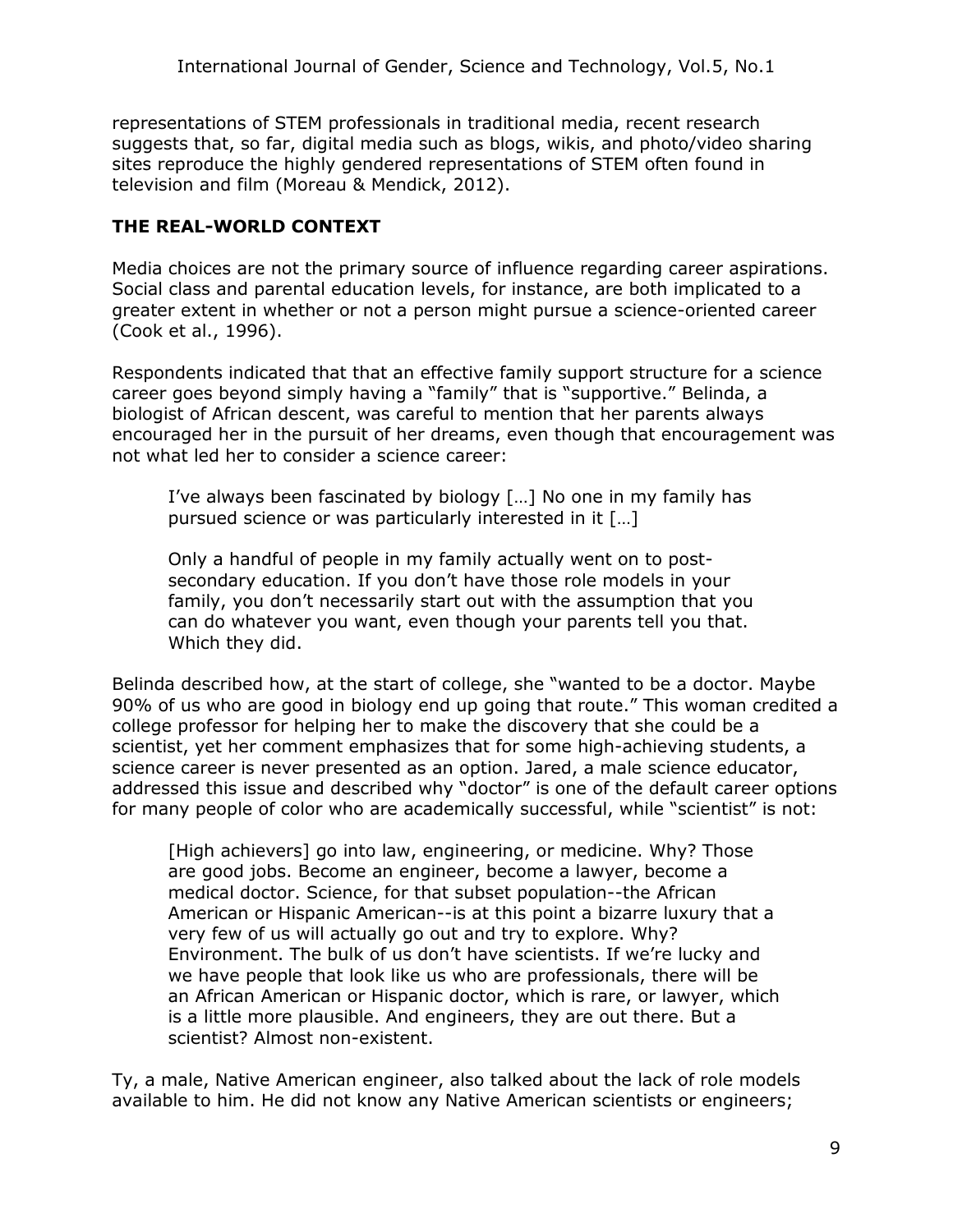representations of STEM professionals in traditional media, recent research suggests that, so far, digital media such as blogs, wikis, and photo/video sharing sites reproduce the highly gendered representations of STEM often found in television and film (Moreau & Mendick, 2012).

## THE REAL-WORLD CONTEXT

Media choices are not the primary source of influence regarding career aspirations. Social class and parental education levels, for instance, are both implicated to a greater extent in whether or not a person might pursue a science-oriented career (Cook et al., 1996).

Respondents indicated that that an effective family support structure for a science career goes beyond simply having a "family" that is "supportive." Belinda, a biologist of African descent, was careful to mention that her parents always encouraged her in the pursuit of her dreams, even though that encouragement was not what led her to consider a science career:

> I've always been fascinated by biology […] No one in my family has pursued science or was particularly interested in it […]
>
> Only a handful of people in my family actually went on to post-secondary education. If you don't have those role models in your family, you don't necessarily start out with the assumption that you can do whatever you want, even though your parents tell you that. Which they did.

Belinda described how, at the start of college, she "wanted to be a doctor. Maybe 90% of us who are good in biology end up going that route." This woman credited a college professor for helping her to make the discovery that she could be a scientist, yet her comment emphasizes that for some high-achieving students, a science career is never presented as an option. Jared, a male science educator, addressed this issue and described why "doctor" is one of the default career options for many people of color who are academically successful, while "scientist" is not:

> [High achievers] go into law, engineering, or medicine. Why? Those are good jobs. Become an engineer, become a lawyer, become a medical doctor. Science, for that subset population--the African American or Hispanic American--is at this point a bizarre luxury that a very few of us will actually go out and try to explore. Why? Environment. The bulk of us don't have scientists. If we're lucky and we have people that look like us who are professionals, there will be an African American or Hispanic doctor, which is rare, or lawyer, which is a little more plausible. And engineers, they are out there. But a scientist? Almost non-existent.

Ty, a male, Native American engineer, also talked about the lack of role models available to him. He did not know any Native American scientists or engineers;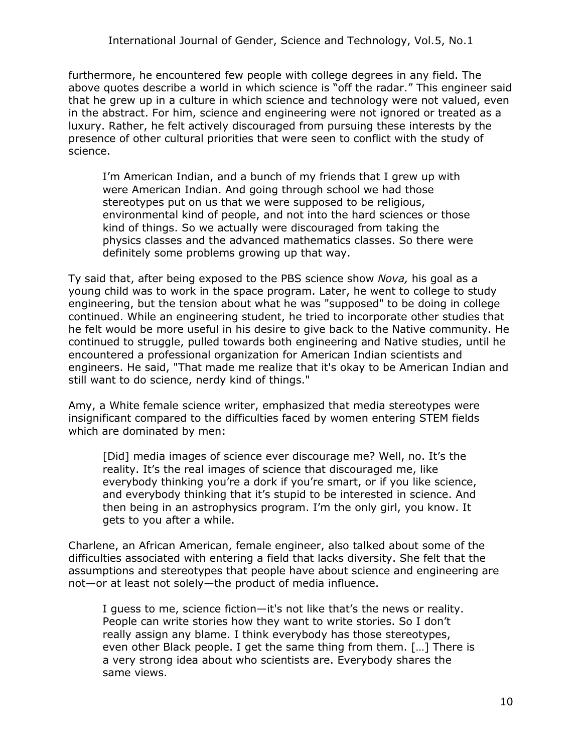furthermore, he encountered few people with college degrees in any field. The above quotes describe a world in which science is "off the radar." This engineer said that he grew up in a culture in which science and technology were not valued, even in the abstract. For him, science and engineering were not ignored or treated as a luxury. Rather, he felt actively discouraged from pursuing these interests by the presence of other cultural priorities that were seen to conflict with the study of science.

> I'm American Indian, and a bunch of my friends that I grew up with were American Indian. And going through school we had those stereotypes put on us that we were supposed to be religious, environmental kind of people, and not into the hard sciences or those kind of things. So we actually were discouraged from taking the physics classes and the advanced mathematics classes. So there were definitely some problems growing up that way.

Ty said that, after being exposed to the PBS science show *Nova,* his goal as a young child was to work in the space program. Later, he went to college to study engineering, but the tension about what he was "supposed" to be doing in college continued. While an engineering student, he tried to incorporate other studies that he felt would be more useful in his desire to give back to the Native community. He continued to struggle, pulled towards both engineering and Native studies, until he encountered a professional organization for American Indian scientists and engineers. He said, "That made me realize that it's okay to be American Indian and still want to do science, nerdy kind of things."

Amy, a White female science writer, emphasized that media stereotypes were insignificant compared to the difficulties faced by women entering STEM fields which are dominated by men:

> [Did] media images of science ever discourage me? Well, no. It's the reality. It's the real images of science that discouraged me, like everybody thinking you're a dork if you're smart, or if you like science, and everybody thinking that it's stupid to be interested in science. And then being in an astrophysics program. I'm the only girl, you know. It gets to you after a while.

Charlene, an African American, female engineer, also talked about some of the difficulties associated with entering a field that lacks diversity. She felt that the assumptions and stereotypes that people have about science and engineering are not—or at least not solely—the product of media influence.

> I guess to me, science fiction—it's not like that's the news or reality. People can write stories how they want to write stories. So I don't really assign any blame. I think everybody has those stereotypes, even other Black people. I get the same thing from them. [...] There is a very strong idea about who scientists are. Everybody shares the same views.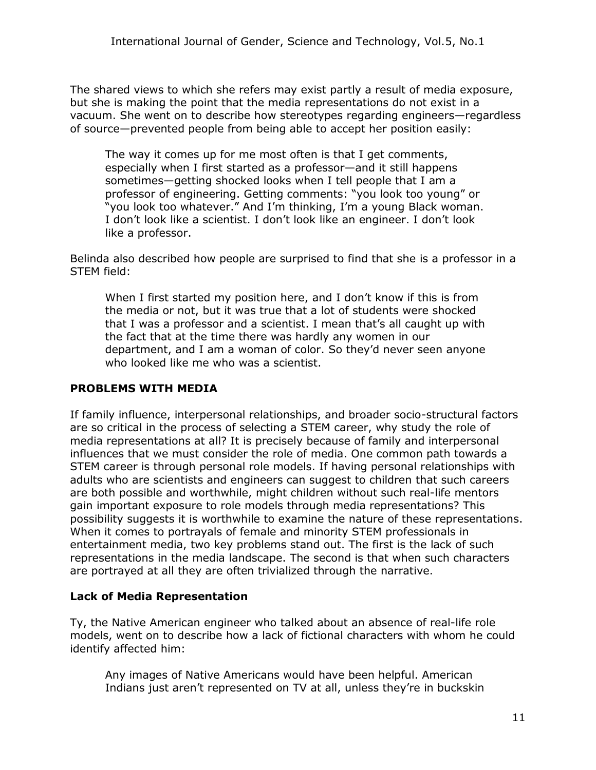The shared views to which she refers may exist partly a result of media exposure, but she is making the point that the media representations do not exist in a vacuum. She went on to describe how stereotypes regarding engineers—regardless of source—prevented people from being able to accept her position easily:

> The way it comes up for me most often is that I get comments, especially when I first started as a professor—and it still happens sometimes—getting shocked looks when I tell people that I am a professor of engineering. Getting comments: "you look too young" or "you look too whatever." And I'm thinking, I'm a young Black woman. I don't look like a scientist. I don't look like an engineer. I don't look like a professor.

Belinda also described how people are surprised to find that she is a professor in a STEM field:

> When I first started my position here, and I don't know if this is from the media or not, but it was true that a lot of students were shocked that I was a professor and a scientist. I mean that's all caught up with the fact that at the time there was hardly any women in our department, and I am a woman of color. So they'd never seen anyone who looked like me who was a scientist.

## PROBLEMS WITH MEDIA

If family influence, interpersonal relationships, and broader socio-structural factors are so critical in the process of selecting a STEM career, why study the role of media representations at all? It is precisely because of family and interpersonal influences that we must consider the role of media. One common path towards a STEM career is through personal role models. If having personal relationships with adults who are scientists and engineers can suggest to children that such careers are both possible and worthwhile, might children without such real-life mentors gain important exposure to role models through media representations? This possibility suggests it is worthwhile to examine the nature of these representations. When it comes to portrayals of female and minority STEM professionals in entertainment media, two key problems stand out. The first is the lack of such representations in the media landscape. The second is that when such characters are portrayed at all they are often trivialized through the narrative.

### Lack of Media Representation

Ty, the Native American engineer who talked about an absence of real-life role models, went on to describe how a lack of fictional characters with whom he could identify affected him:

> Any images of Native Americans would have been helpful. American Indians just aren't represented on TV at all, unless they're in buckskin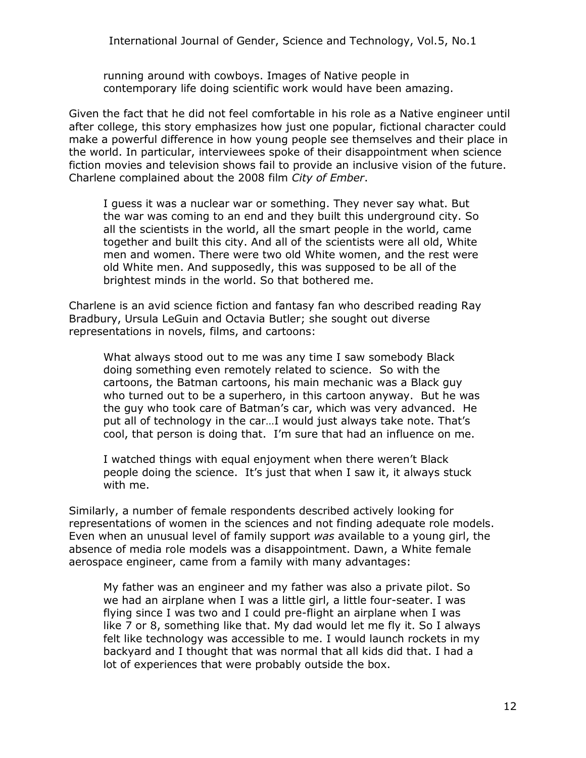> running around with cowboys. Images of Native people in contemporary life doing scientific work would have been amazing.

Given the fact that he did not feel comfortable in his role as a Native engineer until after college, this story emphasizes how just one popular, fictional character could make a powerful difference in how young people see themselves and their place in the world. In particular, interviewees spoke of their disappointment when science fiction movies and television shows fail to provide an inclusive vision of the future. Charlene complained about the 2008 film *City of Ember*.

> I guess it was a nuclear war or something. They never say what. But the war was coming to an end and they built this underground city. So all the scientists in the world, all the smart people in the world, came together and built this city. And all of the scientists were all old, White men and women. There were two old White women, and the rest were old White men. And supposedly, this was supposed to be all of the brightest minds in the world. So that bothered me.

Charlene is an avid science fiction and fantasy fan who described reading Ray Bradbury, Ursula LeGuin and Octavia Butler; she sought out diverse representations in novels, films, and cartoons:

> What always stood out to me was any time I saw somebody Black doing something even remotely related to science. So with the cartoons, the Batman cartoons, his main mechanic was a Black guy who turned out to be a superhero, in this cartoon anyway. But he was the guy who took care of Batman's car, which was very advanced. He put all of technology in the car…I would just always take note. That's cool, that person is doing that. I'm sure that had an influence on me.
>
> I watched things with equal enjoyment when there weren't Black people doing the science. It's just that when I saw it, it always stuck with me.

Similarly, a number of female respondents described actively looking for representations of women in the sciences and not finding adequate role models. Even when an unusual level of family support *was* available to a young girl, the absence of media role models was a disappointment. Dawn, a White female aerospace engineer, came from a family with many advantages:

> My father was an engineer and my father was also a private pilot. So we had an airplane when I was a little girl, a little four-seater. I was flying since I was two and I could pre-flight an airplane when I was like 7 or 8, something like that. My dad would let me fly it. So I always felt like technology was accessible to me. I would launch rockets in my backyard and I thought that was normal that all kids did that. I had a lot of experiences that were probably outside the box.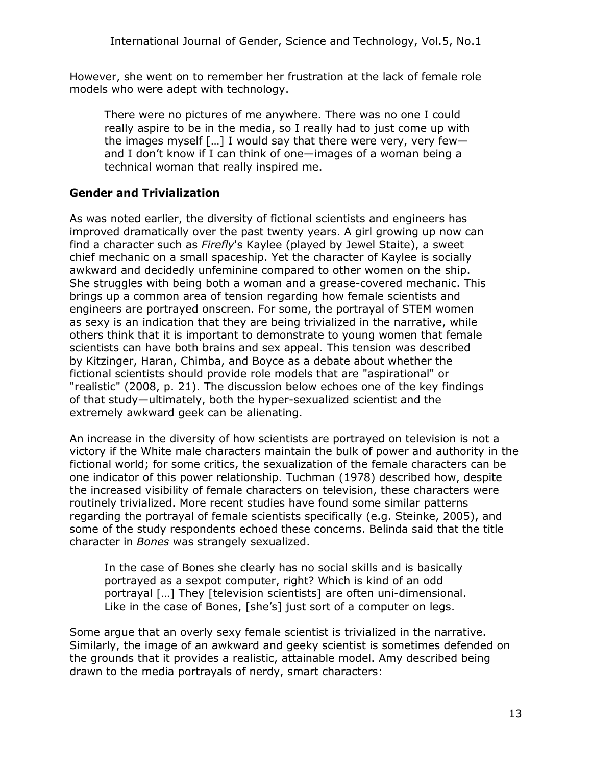However, she went on to remember her frustration at the lack of female role models who were adept with technology.

> There were no pictures of me anywhere. There was no one I could really aspire to be in the media, so I really had to just come up with the images myself […] I would say that there were very, very few—and I don't know if I can think of one—images of a woman being a technical woman that really inspired me.

## Gender and Trivialization

As was noted earlier, the diversity of fictional scientists and engineers has improved dramatically over the past twenty years. A girl growing up now can find a character such as *Firefly*'s Kaylee (played by Jewel Staite), a sweet chief mechanic on a small spaceship. Yet the character of Kaylee is socially awkward and decidedly unfeminine compared to other women on the ship. She struggles with being both a woman and a grease-covered mechanic. This brings up a common area of tension regarding how female scientists and engineers are portrayed onscreen. For some, the portrayal of STEM women as sexy is an indication that they are being trivialized in the narrative, while others think that it is important to demonstrate to young women that female scientists can have both brains and sex appeal. This tension was described by Kitzinger, Haran, Chimba, and Boyce as a debate about whether the fictional scientists should provide role models that are "aspirational" or "realistic" (2008, p. 21). The discussion below echoes one of the key findings of that study—ultimately, both the hyper-sexualized scientist and the extremely awkward geek can be alienating.

An increase in the diversity of how scientists are portrayed on television is not a victory if the White male characters maintain the bulk of power and authority in the fictional world; for some critics, the sexualization of the female characters can be one indicator of this power relationship. Tuchman (1978) described how, despite the increased visibility of female characters on television, these characters were routinely trivialized. More recent studies have found some similar patterns regarding the portrayal of female scientists specifically (e.g. Steinke, 2005), and some of the study respondents echoed these concerns. Belinda said that the title character in *Bones* was strangely sexualized.

> In the case of Bones she clearly has no social skills and is basically portrayed as a sexpot computer, right? Which is kind of an odd portrayal […] They [television scientists] are often uni-dimensional. Like in the case of Bones, [she's] just sort of a computer on legs.

Some argue that an overly sexy female scientist is trivialized in the narrative. Similarly, the image of an awkward and geeky scientist is sometimes defended on the grounds that it provides a realistic, attainable model. Amy described being drawn to the media portrayals of nerdy, smart characters: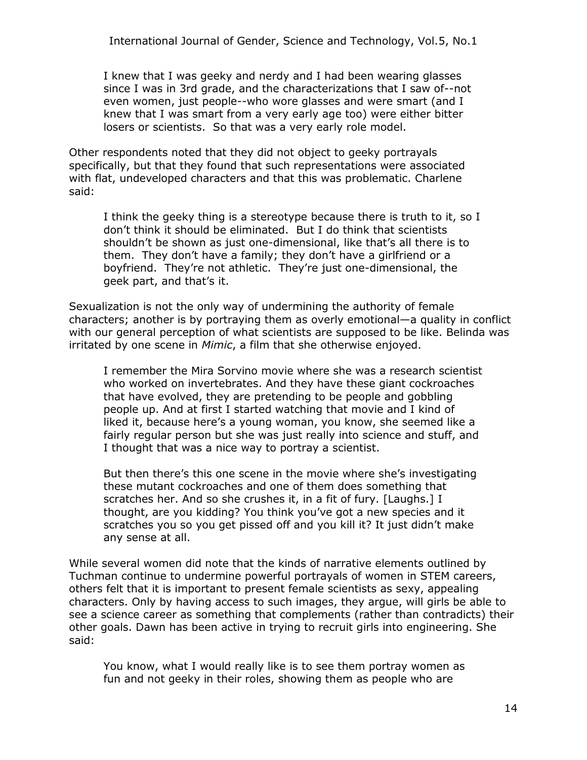> I knew that I was geeky and nerdy and I had been wearing glasses since I was in 3rd grade, and the characterizations that I saw of--not even women, just people--who wore glasses and were smart (and I knew that I was smart from a very early age too) were either bitter losers or scientists. So that was a very early role model.

Other respondents noted that they did not object to geeky portrayals specifically, but that they found that such representations were associated with flat, undeveloped characters and that this was problematic. Charlene said:

> I think the geeky thing is a stereotype because there is truth to it, so I don't think it should be eliminated. But I do think that scientists shouldn't be shown as just one-dimensional, like that's all there is to them. They don't have a family; they don't have a girlfriend or a boyfriend. They're not athletic. They're just one-dimensional, the geek part, and that's it.

Sexualization is not the only way of undermining the authority of female characters; another is by portraying them as overly emotional—a quality in conflict with our general perception of what scientists are supposed to be like. Belinda was irritated by one scene in *Mimic*, a film that she otherwise enjoyed.

> I remember the Mira Sorvino movie where she was a research scientist who worked on invertebrates. And they have these giant cockroaches that have evolved, they are pretending to be people and gobbling people up. And at first I started watching that movie and I kind of liked it, because here's a young woman, you know, she seemed like a fairly regular person but she was just really into science and stuff, and I thought that was a nice way to portray a scientist.
>
> But then there's this one scene in the movie where she's investigating these mutant cockroaches and one of them does something that scratches her. And so she crushes it, in a fit of fury. [Laughs.] I thought, are you kidding? You think you've got a new species and it scratches you so you get pissed off and you kill it? It just didn't make any sense at all.

While several women did note that the kinds of narrative elements outlined by Tuchman continue to undermine powerful portrayals of women in STEM careers, others felt that it is important to present female scientists as sexy, appealing characters. Only by having access to such images, they argue, will girls be able to see a science career as something that complements (rather than contradicts) their other goals. Dawn has been active in trying to recruit girls into engineering. She said:

> You know, what I would really like is to see them portray women as fun and not geeky in their roles, showing them as people who are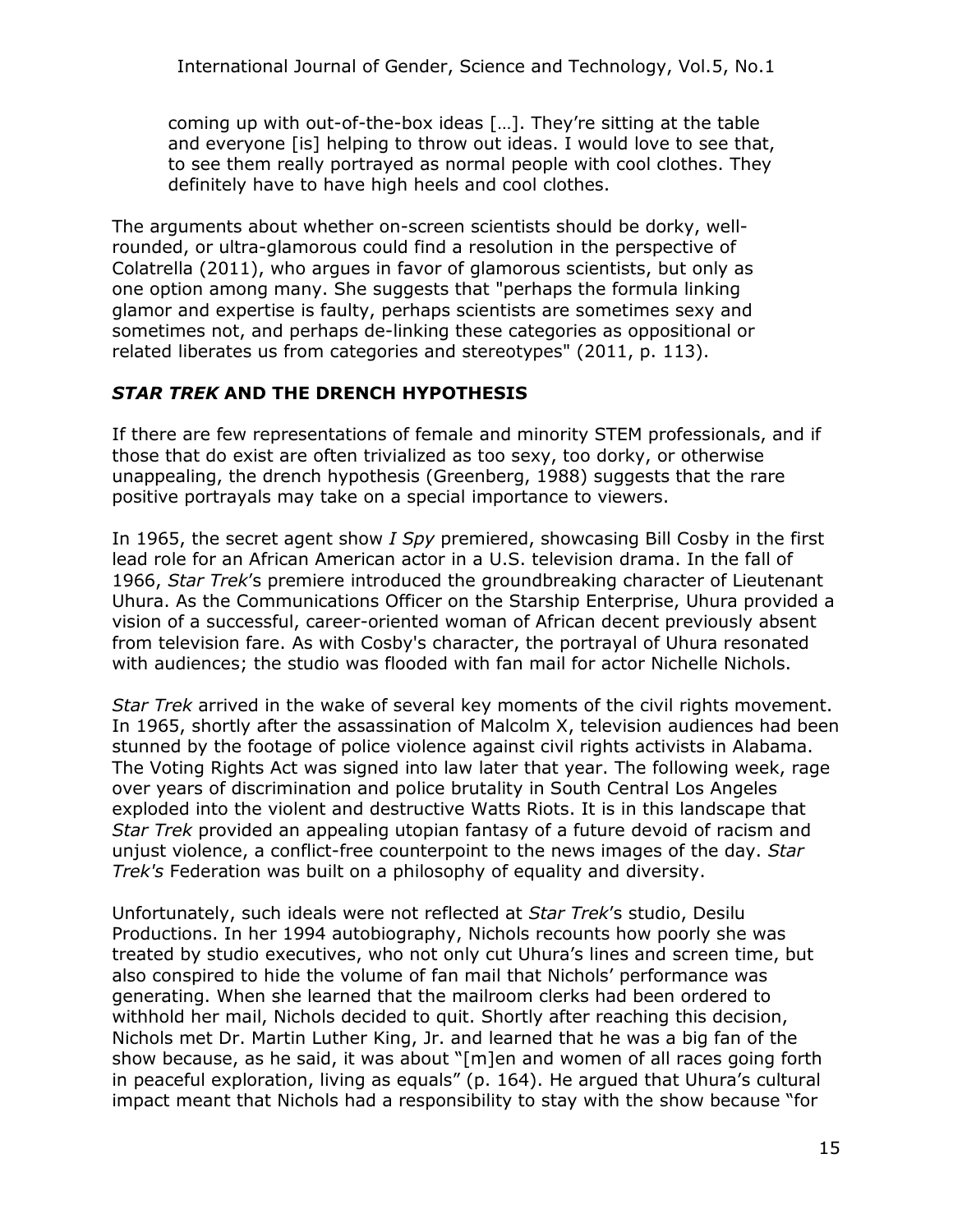> coming up with out-of-the-box ideas […]. They're sitting at the table and everyone [is] helping to throw out ideas. I would love to see that, to see them really portrayed as normal people with cool clothes. They definitely have to have high heels and cool clothes.

The arguments about whether on-screen scientists should be dorky, well-rounded, or ultra-glamorous could find a resolution in the perspective of Colatrella (2011), who argues in favor of glamorous scientists, but only as one option among many. She suggests that "perhaps the formula linking glamor and expertise is faulty, perhaps scientists are sometimes sexy and sometimes not, and perhaps de-linking these categories as oppositional or related liberates us from categories and stereotypes" (2011, p. 113).

## *STAR TREK* AND THE DRENCH HYPOTHESIS

If there are few representations of female and minority STEM professionals, and if those that do exist are often trivialized as too sexy, too dorky, or otherwise unappealing, the drench hypothesis (Greenberg, 1988) suggests that the rare positive portrayals may take on a special importance to viewers.

In 1965, the secret agent show *I Spy* premiered, showcasing Bill Cosby in the first lead role for an African American actor in a U.S. television drama. In the fall of 1966, *Star Trek*'s premiere introduced the groundbreaking character of Lieutenant Uhura. As the Communications Officer on the Starship Enterprise, Uhura provided a vision of a successful, career-oriented woman of African decent previously absent from television fare. As with Cosby's character, the portrayal of Uhura resonated with audiences; the studio was flooded with fan mail for actor Nichelle Nichols.

*Star Trek* arrived in the wake of several key moments of the civil rights movement. In 1965, shortly after the assassination of Malcolm X, television audiences had been stunned by the footage of police violence against civil rights activists in Alabama. The Voting Rights Act was signed into law later that year. The following week, rage over years of discrimination and police brutality in South Central Los Angeles exploded into the violent and destructive Watts Riots. It is in this landscape that *Star Trek* provided an appealing utopian fantasy of a future devoid of racism and unjust violence, a conflict-free counterpoint to the news images of the day. *Star Trek's* Federation was built on a philosophy of equality and diversity.

Unfortunately, such ideals were not reflected at *Star Trek*'s studio, Desilu Productions. In her 1994 autobiography, Nichols recounts how poorly she was treated by studio executives, who not only cut Uhura's lines and screen time, but also conspired to hide the volume of fan mail that Nichols' performance was generating. When she learned that the mailroom clerks had been ordered to withhold her mail, Nichols decided to quit. Shortly after reaching this decision, Nichols met Dr. Martin Luther King, Jr. and learned that he was a big fan of the show because, as he said, it was about "[m]en and women of all races going forth in peaceful exploration, living as equals" (p. 164). He argued that Uhura's cultural impact meant that Nichols had a responsibility to stay with the show because "for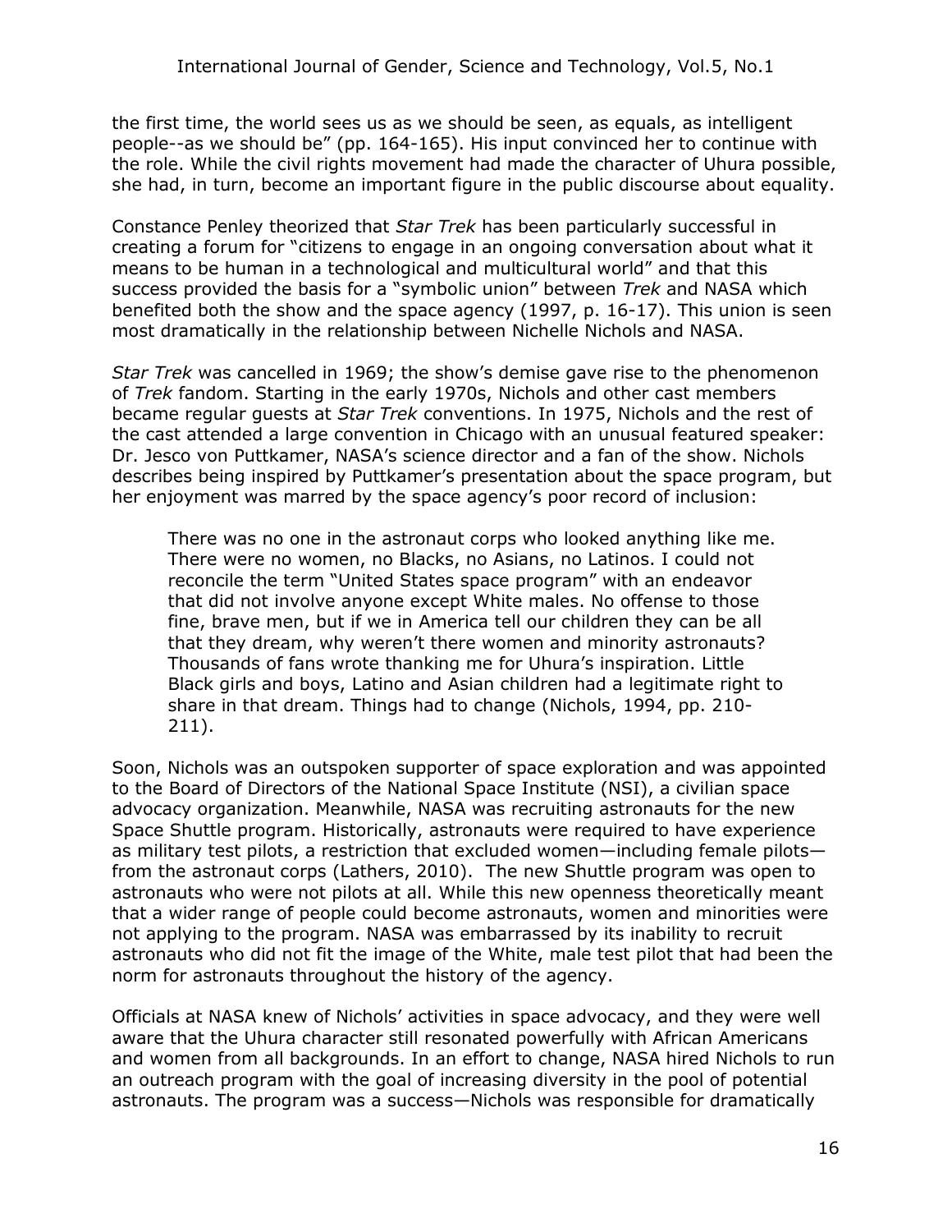the first time, the world sees us as we should be seen, as equals, as intelligent people--as we should be" (pp. 164-165). His input convinced her to continue with the role. While the civil rights movement had made the character of Uhura possible, she had, in turn, become an important figure in the public discourse about equality.

Constance Penley theorized that *Star Trek* has been particularly successful in creating a forum for "citizens to engage in an ongoing conversation about what it means to be human in a technological and multicultural world" and that this success provided the basis for a "symbolic union" between *Trek* and NASA which benefited both the show and the space agency (1997, p. 16-17). This union is seen most dramatically in the relationship between Nichelle Nichols and NASA.

*Star Trek* was cancelled in 1969; the show's demise gave rise to the phenomenon of *Trek* fandom. Starting in the early 1970s, Nichols and other cast members became regular guests at *Star Trek* conventions. In 1975, Nichols and the rest of the cast attended a large convention in Chicago with an unusual featured speaker: Dr. Jesco von Puttkamer, NASA's science director and a fan of the show. Nichols describes being inspired by Puttkamer's presentation about the space program, but her enjoyment was marred by the space agency's poor record of inclusion:

> There was no one in the astronaut corps who looked anything like me. There were no women, no Blacks, no Asians, no Latinos. I could not reconcile the term "United States space program" with an endeavor that did not involve anyone except White males. No offense to those fine, brave men, but if we in America tell our children they can be all that they dream, why weren't there women and minority astronauts? Thousands of fans wrote thanking me for Uhura's inspiration. Little Black girls and boys, Latino and Asian children had a legitimate right to share in that dream. Things had to change (Nichols, 1994, pp. 210-211).

Soon, Nichols was an outspoken supporter of space exploration and was appointed to the Board of Directors of the National Space Institute (NSI), a civilian space advocacy organization. Meanwhile, NASA was recruiting astronauts for the new Space Shuttle program. Historically, astronauts were required to have experience as military test pilots, a restriction that excluded women—including female pilots—from the astronaut corps (Lathers, 2010). The new Shuttle program was open to astronauts who were not pilots at all. While this new openness theoretically meant that a wider range of people could become astronauts, women and minorities were not applying to the program. NASA was embarrassed by its inability to recruit astronauts who did not fit the image of the White, male test pilot that had been the norm for astronauts throughout the history of the agency.

Officials at NASA knew of Nichols' activities in space advocacy, and they were well aware that the Uhura character still resonated powerfully with African Americans and women from all backgrounds. In an effort to change, NASA hired Nichols to run an outreach program with the goal of increasing diversity in the pool of potential astronauts. The program was a success—Nichols was responsible for dramatically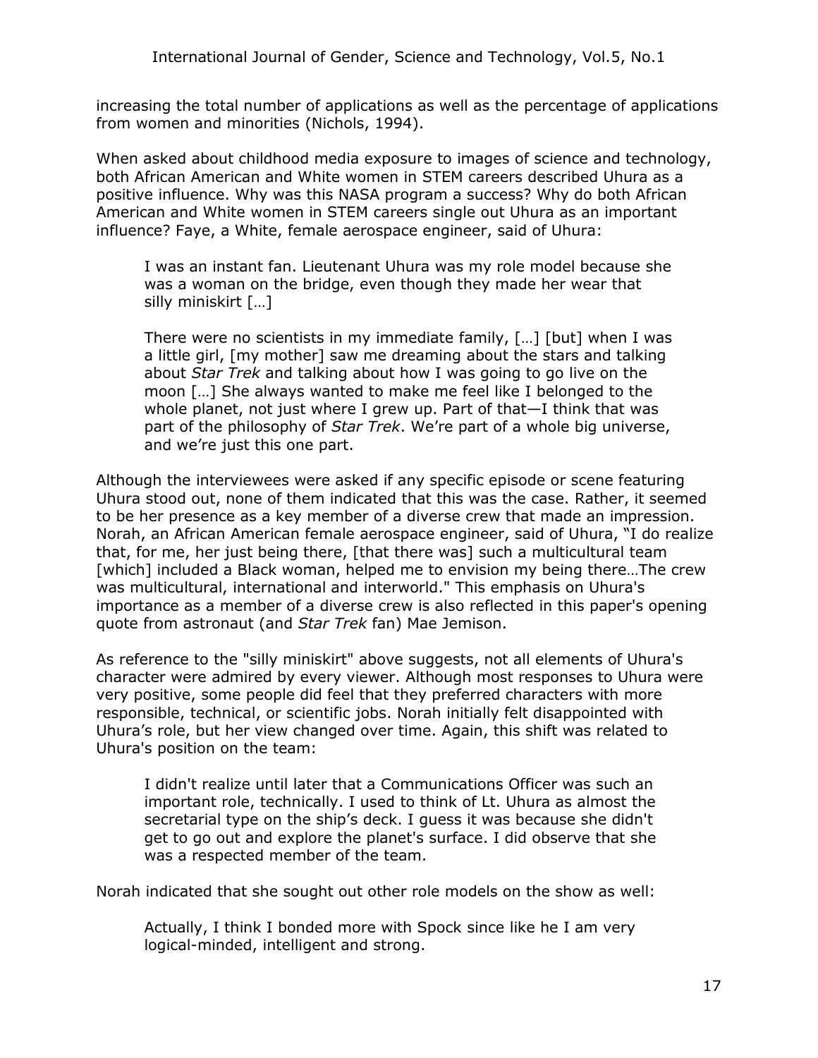increasing the total number of applications as well as the percentage of applications from women and minorities (Nichols, 1994).

When asked about childhood media exposure to images of science and technology, both African American and White women in STEM careers described Uhura as a positive influence. Why was this NASA program a success? Why do both African American and White women in STEM careers single out Uhura as an important influence? Faye, a White, female aerospace engineer, said of Uhura:

> I was an instant fan. Lieutenant Uhura was my role model because she was a woman on the bridge, even though they made her wear that silly miniskirt […]
>
> There were no scientists in my immediate family, […] [but] when I was a little girl, [my mother] saw me dreaming about the stars and talking about *Star Trek* and talking about how I was going to go live on the moon […] She always wanted to make me feel like I belonged to the whole planet, not just where I grew up. Part of that—I think that was part of the philosophy of *Star Trek*. We're part of a whole big universe, and we're just this one part.

Although the interviewees were asked if any specific episode or scene featuring Uhura stood out, none of them indicated that this was the case. Rather, it seemed to be her presence as a key member of a diverse crew that made an impression. Norah, an African American female aerospace engineer, said of Uhura, "I do realize that, for me, her just being there, [that there was] such a multicultural team [which] included a Black woman, helped me to envision my being there…The crew was multicultural, international and interworld." This emphasis on Uhura's importance as a member of a diverse crew is also reflected in this paper's opening quote from astronaut (and *Star Trek* fan) Mae Jemison.

As reference to the "silly miniskirt" above suggests, not all elements of Uhura's character were admired by every viewer. Although most responses to Uhura were very positive, some people did feel that they preferred characters with more responsible, technical, or scientific jobs. Norah initially felt disappointed with Uhura's role, but her view changed over time. Again, this shift was related to Uhura's position on the team:

> I didn't realize until later that a Communications Officer was such an important role, technically. I used to think of Lt. Uhura as almost the secretarial type on the ship's deck. I guess it was because she didn't get to go out and explore the planet's surface. I did observe that she was a respected member of the team.

Norah indicated that she sought out other role models on the show as well:

> Actually, I think I bonded more with Spock since like he I am very logical-minded, intelligent and strong.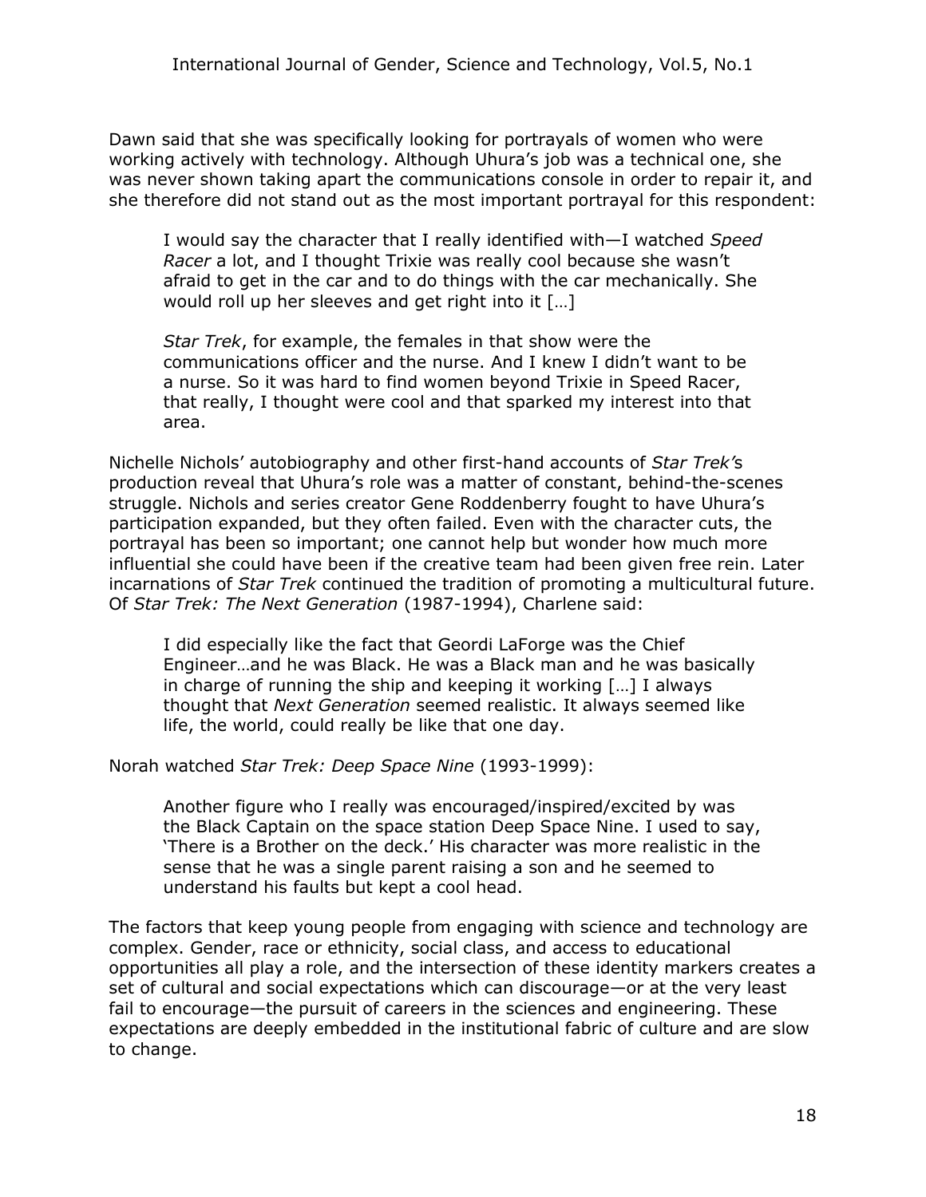Dawn said that she was specifically looking for portrayals of women who were working actively with technology. Although Uhura's job was a technical one, she was never shown taking apart the communications console in order to repair it, and she therefore did not stand out as the most important portrayal for this respondent:

> I would say the character that I really identified with—I watched *Speed Racer* a lot, and I thought Trixie was really cool because she wasn't afraid to get in the car and to do things with the car mechanically. She would roll up her sleeves and get right into it […]
>
> *Star Trek*, for example, the females in that show were the communications officer and the nurse. And I knew I didn't want to be a nurse. So it was hard to find women beyond Trixie in Speed Racer, that really, I thought were cool and that sparked my interest into that area.

Nichelle Nichols' autobiography and other first-hand accounts of *Star Trek*'s production reveal that Uhura's role was a matter of constant, behind-the-scenes struggle. Nichols and series creator Gene Roddenberry fought to have Uhura's participation expanded, but they often failed. Even with the character cuts, the portrayal has been so important; one cannot help but wonder how much more influential she could have been if the creative team had been given free rein. Later incarnations of *Star Trek* continued the tradition of promoting a multicultural future. Of *Star Trek: The Next Generation* (1987-1994), Charlene said:

> I did especially like the fact that Geordi LaForge was the Chief Engineer…and he was Black. He was a Black man and he was basically in charge of running the ship and keeping it working […] I always thought that *Next Generation* seemed realistic. It always seemed like life, the world, could really be like that one day.

Norah watched *Star Trek: Deep Space Nine* (1993-1999):

> Another figure who I really was encouraged/inspired/excited by was the Black Captain on the space station Deep Space Nine. I used to say, 'There is a Brother on the deck.' His character was more realistic in the sense that he was a single parent raising a son and he seemed to understand his faults but kept a cool head.

The factors that keep young people from engaging with science and technology are complex. Gender, race or ethnicity, social class, and access to educational opportunities all play a role, and the intersection of these identity markers creates a set of cultural and social expectations which can discourage—or at the very least fail to encourage—the pursuit of careers in the sciences and engineering. These expectations are deeply embedded in the institutional fabric of culture and are slow to change.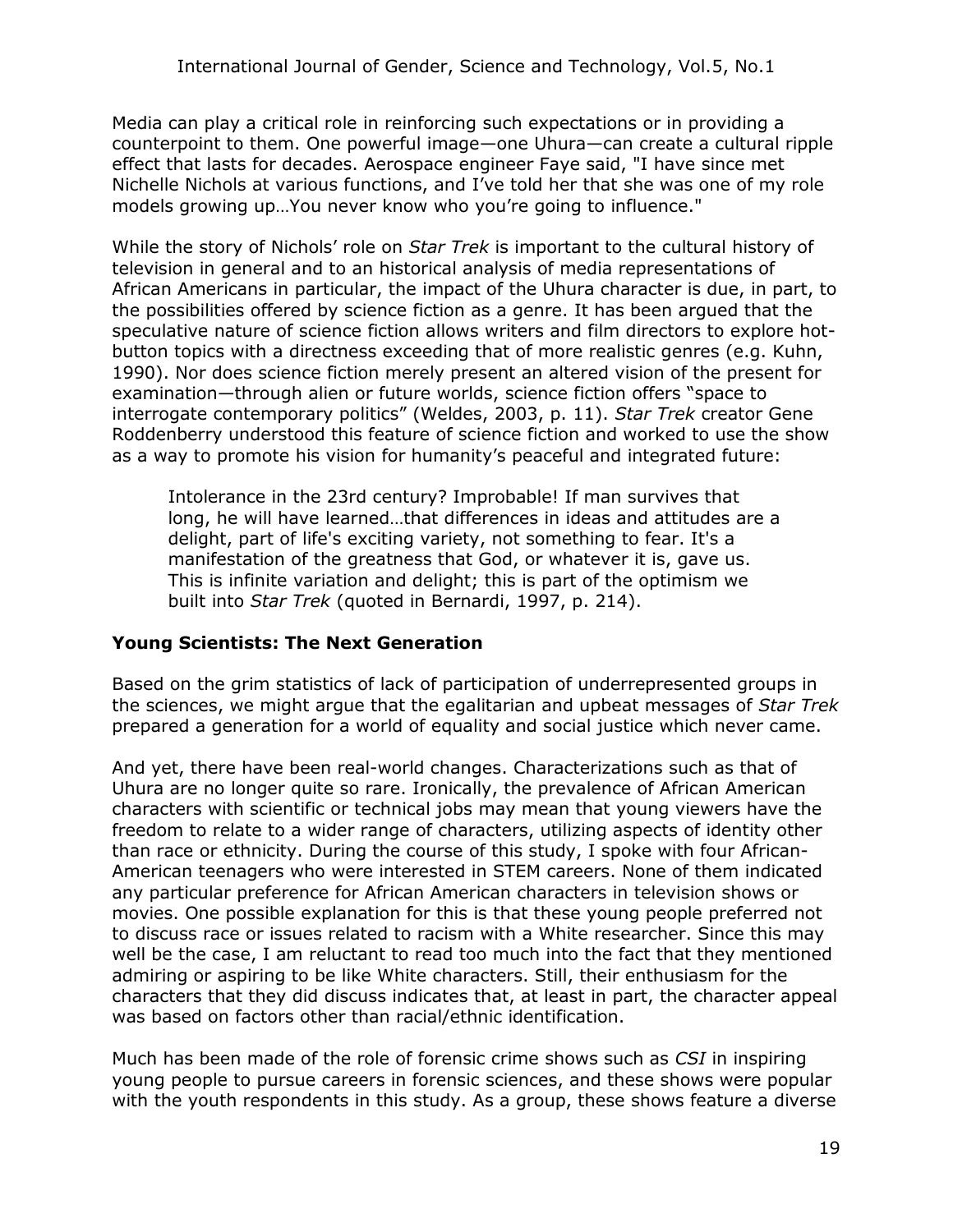Media can play a critical role in reinforcing such expectations or in providing a counterpoint to them. One powerful image—one Uhura—can create a cultural ripple effect that lasts for decades. Aerospace engineer Faye said, "I have since met Nichelle Nichols at various functions, and I've told her that she was one of my role models growing up…You never know who you're going to influence."

While the story of Nichols' role on *Star Trek* is important to the cultural history of television in general and to an historical analysis of media representations of African Americans in particular, the impact of the Uhura character is due, in part, to the possibilities offered by science fiction as a genre. It has been argued that the speculative nature of science fiction allows writers and film directors to explore hot-button topics with a directness exceeding that of more realistic genres (e.g. Kuhn, 1990). Nor does science fiction merely present an altered vision of the present for examination—through alien or future worlds, science fiction offers "space to interrogate contemporary politics" (Weldes, 2003, p. 11). *Star Trek* creator Gene Roddenberry understood this feature of science fiction and worked to use the show as a way to promote his vision for humanity's peaceful and integrated future:

> Intolerance in the 23rd century? Improbable! If man survives that long, he will have learned…that differences in ideas and attitudes are a delight, part of life's exciting variety, not something to fear. It's a manifestation of the greatness that God, or whatever it is, gave us. This is infinite variation and delight; this is part of the optimism we built into *Star Trek* (quoted in Bernardi, 1997, p. 214).

### Young Scientists: The Next Generation

Based on the grim statistics of lack of participation of underrepresented groups in the sciences, we might argue that the egalitarian and upbeat messages of *Star Trek* prepared a generation for a world of equality and social justice which never came.

And yet, there have been real-world changes. Characterizations such as that of Uhura are no longer quite so rare. Ironically, the prevalence of African American characters with scientific or technical jobs may mean that young viewers have the freedom to relate to a wider range of characters, utilizing aspects of identity other than race or ethnicity. During the course of this study, I spoke with four African-American teenagers who were interested in STEM careers. None of them indicated any particular preference for African American characters in television shows or movies. One possible explanation for this is that these young people preferred not to discuss race or issues related to racism with a White researcher. Since this may well be the case, I am reluctant to read too much into the fact that they mentioned admiring or aspiring to be like White characters. Still, their enthusiasm for the characters that they did discuss indicates that, at least in part, the character appeal was based on factors other than racial/ethnic identification.

Much has been made of the role of forensic crime shows such as *CSI* in inspiring young people to pursue careers in forensic sciences, and these shows were popular with the youth respondents in this study. As a group, these shows feature a diverse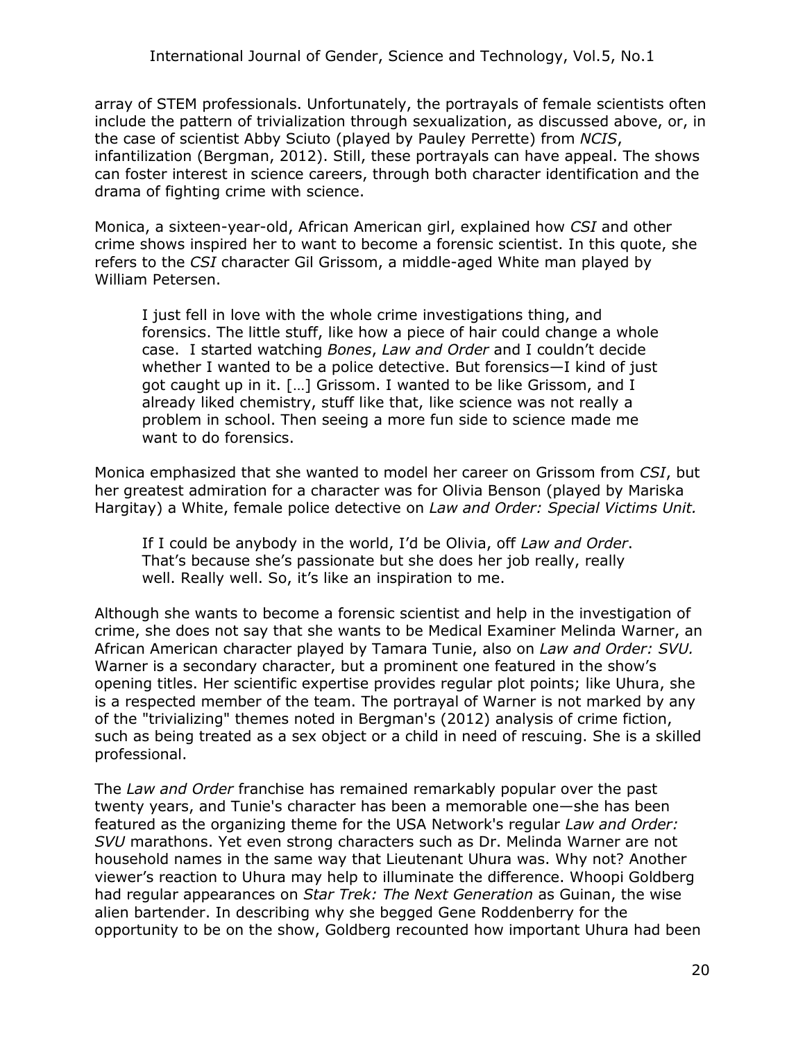array of STEM professionals. Unfortunately, the portrayals of female scientists often include the pattern of trivialization through sexualization, as discussed above, or, in the case of scientist Abby Sciuto (played by Pauley Perrette) from *NCIS*, infantilization (Bergman, 2012). Still, these portrayals can have appeal. The shows can foster interest in science careers, through both character identification and the drama of fighting crime with science.

Monica, a sixteen-year-old, African American girl, explained how *CSI* and other crime shows inspired her to want to become a forensic scientist. In this quote, she refers to the *CSI* character Gil Grissom, a middle-aged White man played by William Petersen.

> I just fell in love with the whole crime investigations thing, and forensics. The little stuff, like how a piece of hair could change a whole case. I started watching *Bones*, *Law and Order* and I couldn't decide whether I wanted to be a police detective. But forensics—I kind of just got caught up in it. […] Grissom. I wanted to be like Grissom, and I already liked chemistry, stuff like that, like science was not really a problem in school. Then seeing a more fun side to science made me want to do forensics.

Monica emphasized that she wanted to model her career on Grissom from *CSI*, but her greatest admiration for a character was for Olivia Benson (played by Mariska Hargitay) a White, female police detective on *Law and Order: Special Victims Unit.*

> If I could be anybody in the world, I'd be Olivia, off *Law and Order*. That's because she's passionate but she does her job really, really well. Really well. So, it's like an inspiration to me.

Although she wants to become a forensic scientist and help in the investigation of crime, she does not say that she wants to be Medical Examiner Melinda Warner, an African American character played by Tamara Tunie, also on *Law and Order: SVU.* Warner is a secondary character, but a prominent one featured in the show's opening titles. Her scientific expertise provides regular plot points; like Uhura, she is a respected member of the team. The portrayal of Warner is not marked by any of the "trivializing" themes noted in Bergman's (2012) analysis of crime fiction, such as being treated as a sex object or a child in need of rescuing. She is a skilled professional.

The *Law and Order* franchise has remained remarkably popular over the past twenty years, and Tunie's character has been a memorable one—she has been featured as the organizing theme for the USA Network's regular *Law and Order: SVU* marathons. Yet even strong characters such as Dr. Melinda Warner are not household names in the same way that Lieutenant Uhura was. Why not? Another viewer's reaction to Uhura may help to illuminate the difference. Whoopi Goldberg had regular appearances on *Star Trek: The Next Generation* as Guinan, the wise alien bartender. In describing why she begged Gene Roddenberry for the opportunity to be on the show, Goldberg recounted how important Uhura had been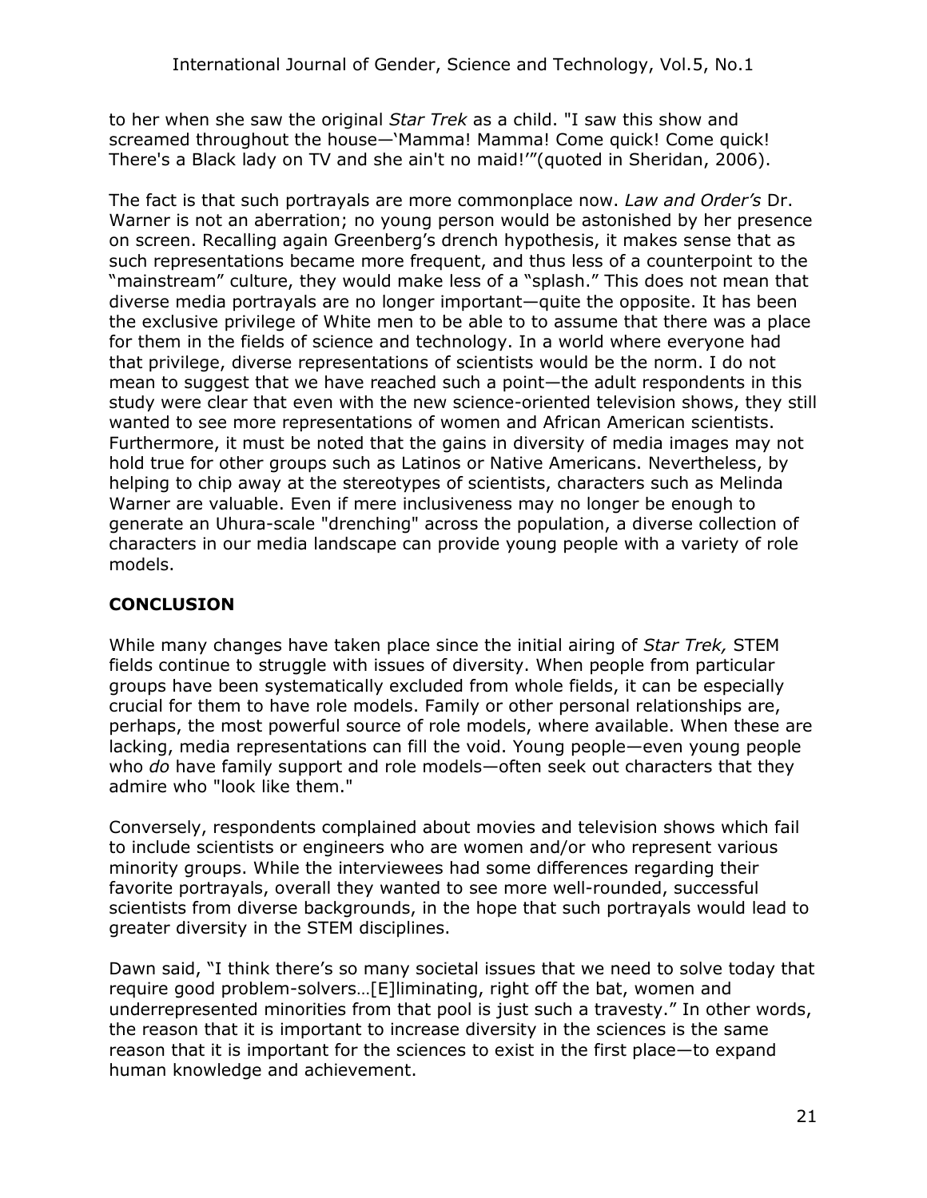to her when she saw the original *Star Trek* as a child. "I saw this show and screamed throughout the house—'Mamma! Mamma! Come quick! Come quick! There's a Black lady on TV and she ain't no maid!'"(quoted in Sheridan, 2006).

The fact is that such portrayals are more commonplace now. *Law and Order's* Dr. Warner is not an aberration; no young person would be astonished by her presence on screen. Recalling again Greenberg's drench hypothesis, it makes sense that as such representations became more frequent, and thus less of a counterpoint to the "mainstream" culture, they would make less of a "splash." This does not mean that diverse media portrayals are no longer important—quite the opposite. It has been the exclusive privilege of White men to be able to to assume that there was a place for them in the fields of science and technology. In a world where everyone had that privilege, diverse representations of scientists would be the norm. I do not mean to suggest that we have reached such a point—the adult respondents in this study were clear that even with the new science-oriented television shows, they still wanted to see more representations of women and African American scientists. Furthermore, it must be noted that the gains in diversity of media images may not hold true for other groups such as Latinos or Native Americans. Nevertheless, by helping to chip away at the stereotypes of scientists, characters such as Melinda Warner are valuable. Even if mere inclusiveness may no longer be enough to generate an Uhura-scale "drenching" across the population, a diverse collection of characters in our media landscape can provide young people with a variety of role models.

## CONCLUSION

While many changes have taken place since the initial airing of *Star Trek,* STEM fields continue to struggle with issues of diversity. When people from particular groups have been systematically excluded from whole fields, it can be especially crucial for them to have role models. Family or other personal relationships are, perhaps, the most powerful source of role models, where available. When these are lacking, media representations can fill the void. Young people—even young people who *do* have family support and role models—often seek out characters that they admire who "look like them."

Conversely, respondents complained about movies and television shows which fail to include scientists or engineers who are women and/or who represent various minority groups. While the interviewees had some differences regarding their favorite portrayals, overall they wanted to see more well-rounded, successful scientists from diverse backgrounds, in the hope that such portrayals would lead to greater diversity in the STEM disciplines.

Dawn said, "I think there's so many societal issues that we need to solve today that require good problem-solvers…[E]liminating, right off the bat, women and underrepresented minorities from that pool is just such a travesty." In other words, the reason that it is important to increase diversity in the sciences is the same reason that it is important for the sciences to exist in the first place—to expand human knowledge and achievement.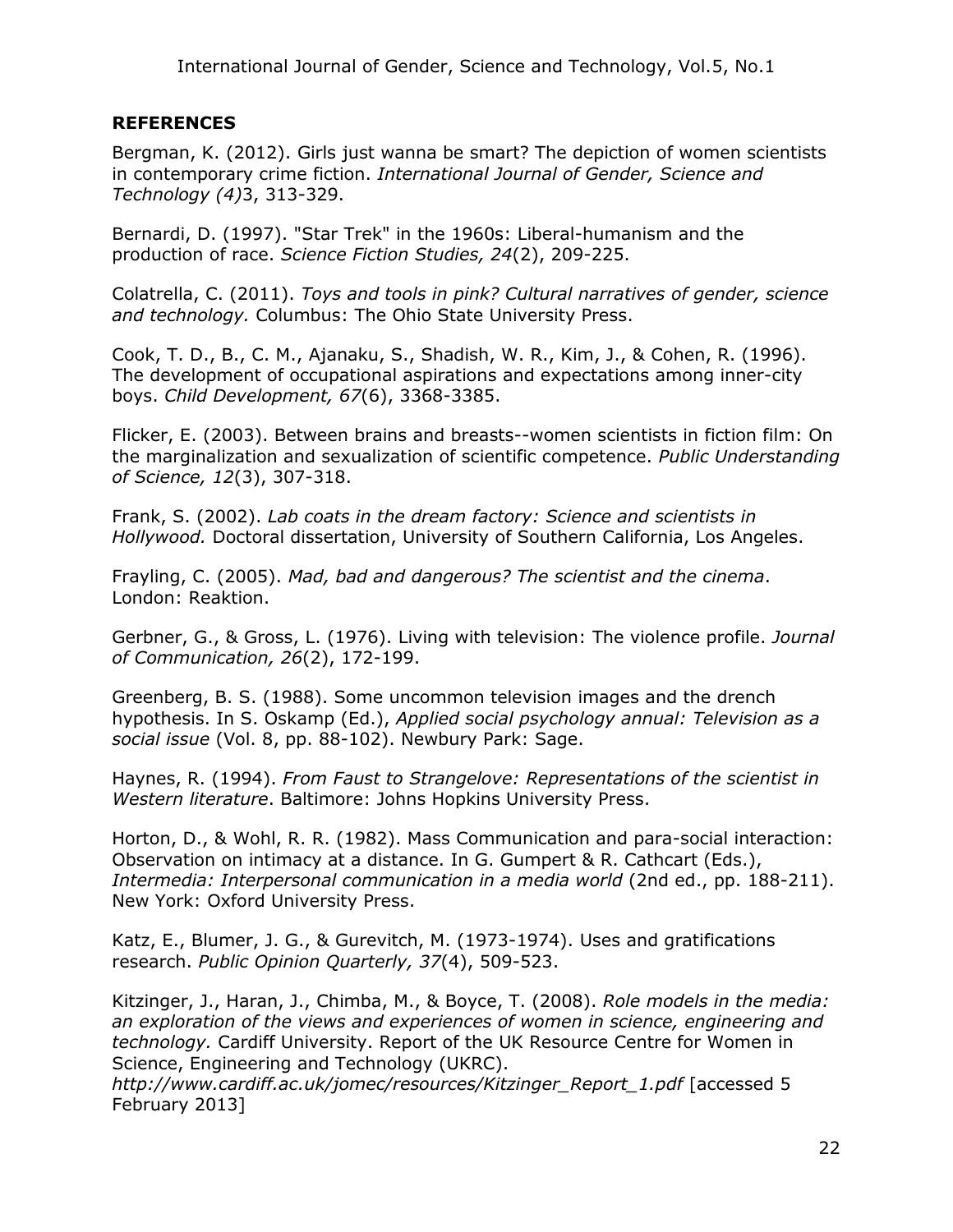## REFERENCES

Bergman, K. (2012). Girls just wanna be smart? The depiction of women scientists in contemporary crime fiction. *International Journal of Gender, Science and Technology (4)*3, 313-329.

Bernardi, D. (1997). "Star Trek" in the 1960s: Liberal-humanism and the production of race. *Science Fiction Studies, 24*(2), 209-225.

Colatrella, C. (2011). *Toys and tools in pink? Cultural narratives of gender, science and technology.* Columbus: The Ohio State University Press.

Cook, T. D., B., C. M., Ajanaku, S., Shadish, W. R., Kim, J., & Cohen, R. (1996). The development of occupational aspirations and expectations among inner-city boys. *Child Development, 67*(6), 3368-3385.

Flicker, E. (2003). Between brains and breasts--women scientists in fiction film: On the marginalization and sexualization of scientific competence. *Public Understanding of Science, 12*(3), 307-318.

Frank, S. (2002). *Lab coats in the dream factory: Science and scientists in Hollywood.* Doctoral dissertation, University of Southern California, Los Angeles.

Frayling, C. (2005). *Mad, bad and dangerous? The scientist and the cinema*. London: Reaktion.

Gerbner, G., & Gross, L. (1976). Living with television: The violence profile. *Journal of Communication, 26*(2), 172-199.

Greenberg, B. S. (1988). Some uncommon television images and the drench hypothesis. In S. Oskamp (Ed.), *Applied social psychology annual: Television as a social issue* (Vol. 8, pp. 88-102). Newbury Park: Sage.

Haynes, R. (1994). *From Faust to Strangelove: Representations of the scientist in Western literature*. Baltimore: Johns Hopkins University Press.

Horton, D., & Wohl, R. R. (1982). Mass Communication and para-social interaction: Observation on intimacy at a distance. In G. Gumpert & R. Cathcart (Eds.), *Intermedia: Interpersonal communication in a media world* (2nd ed., pp. 188-211). New York: Oxford University Press.

Katz, E., Blumer, J. G., & Gurevitch, M. (1973-1974). Uses and gratifications research. *Public Opinion Quarterly, 37*(4), 509-523.

Kitzinger, J., Haran, J., Chimba, M., & Boyce, T. (2008). *Role models in the media: an exploration of the views and experiences of women in science, engineering and technology.* Cardiff University. Report of the UK Resource Centre for Women in Science, Engineering and Technology (UKRC). *http://www.cardiff.ac.uk/jomec/resources/Kitzinger_Report_1.pdf* [accessed 5 February 2013]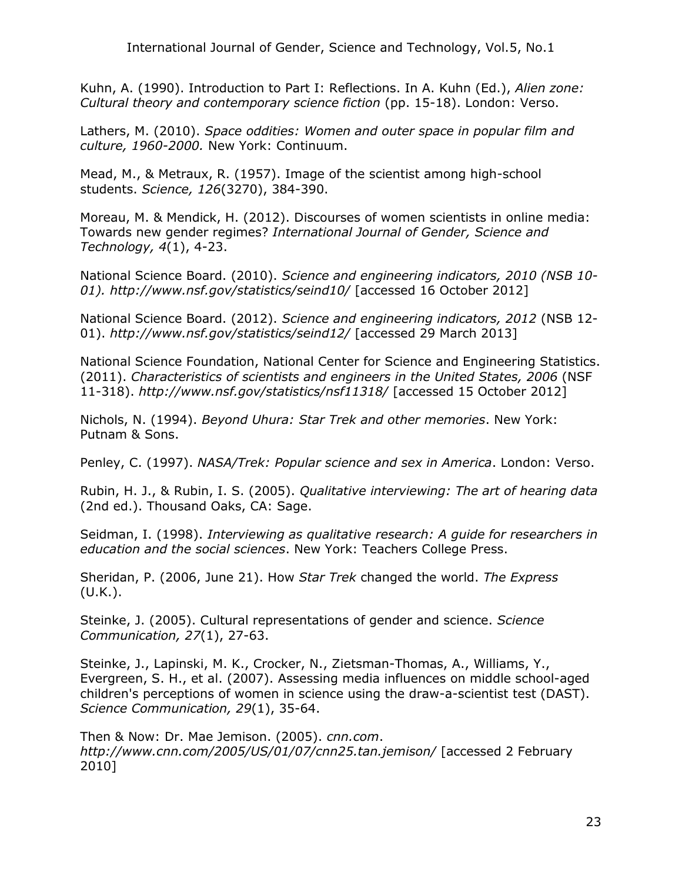Kuhn, A. (1990). Introduction to Part I: Reflections. In A. Kuhn (Ed.), *Alien zone: Cultural theory and contemporary science fiction* (pp. 15-18). London: Verso.

Lathers, M. (2010). *Space oddities: Women and outer space in popular film and culture, 1960-2000.* New York: Continuum.

Mead, M., & Metraux, R. (1957). Image of the scientist among high-school students. *Science, 126*(3270), 384-390.

Moreau, M. & Mendick, H. (2012). Discourses of women scientists in online media: Towards new gender regimes? *International Journal of Gender, Science and Technology, 4*(1), 4-23.

National Science Board. (2010). *Science and engineering indicators, 2010 (NSB 10-01). http://www.nsf.gov/statistics/seind10/* [accessed 16 October 2012]

National Science Board. (2012). *Science and engineering indicators, 2012* (NSB 12-01). *http://www.nsf.gov/statistics/seind12/* [accessed 29 March 2013]

National Science Foundation, National Center for Science and Engineering Statistics. (2011). *Characteristics of scientists and engineers in the United States, 2006* (NSF 11-318). *http://www.nsf.gov/statistics/nsf11318/* [accessed 15 October 2012]

Nichols, N. (1994). *Beyond Uhura: Star Trek and other memories*. New York: Putnam & Sons.

Penley, C. (1997). *NASA/Trek: Popular science and sex in America*. London: Verso.

Rubin, H. J., & Rubin, I. S. (2005). *Qualitative interviewing: The art of hearing data* (2nd ed.). Thousand Oaks, CA: Sage.

Seidman, I. (1998). *Interviewing as qualitative research: A guide for researchers in education and the social sciences*. New York: Teachers College Press.

Sheridan, P. (2006, June 21). How *Star Trek* changed the world. *The Express* (U.K.).

Steinke, J. (2005). Cultural representations of gender and science. *Science Communication, 27*(1), 27-63.

Steinke, J., Lapinski, M. K., Crocker, N., Zietsman-Thomas, A., Williams, Y., Evergreen, S. H., et al. (2007). Assessing media influences on middle school-aged children's perceptions of women in science using the draw-a-scientist test (DAST). *Science Communication, 29*(1), 35-64.

Then & Now: Dr. Mae Jemison. (2005). *cnn.com*. *http://www.cnn.com/2005/US/01/07/cnn25.tan.jemison/* [accessed 2 February 2010]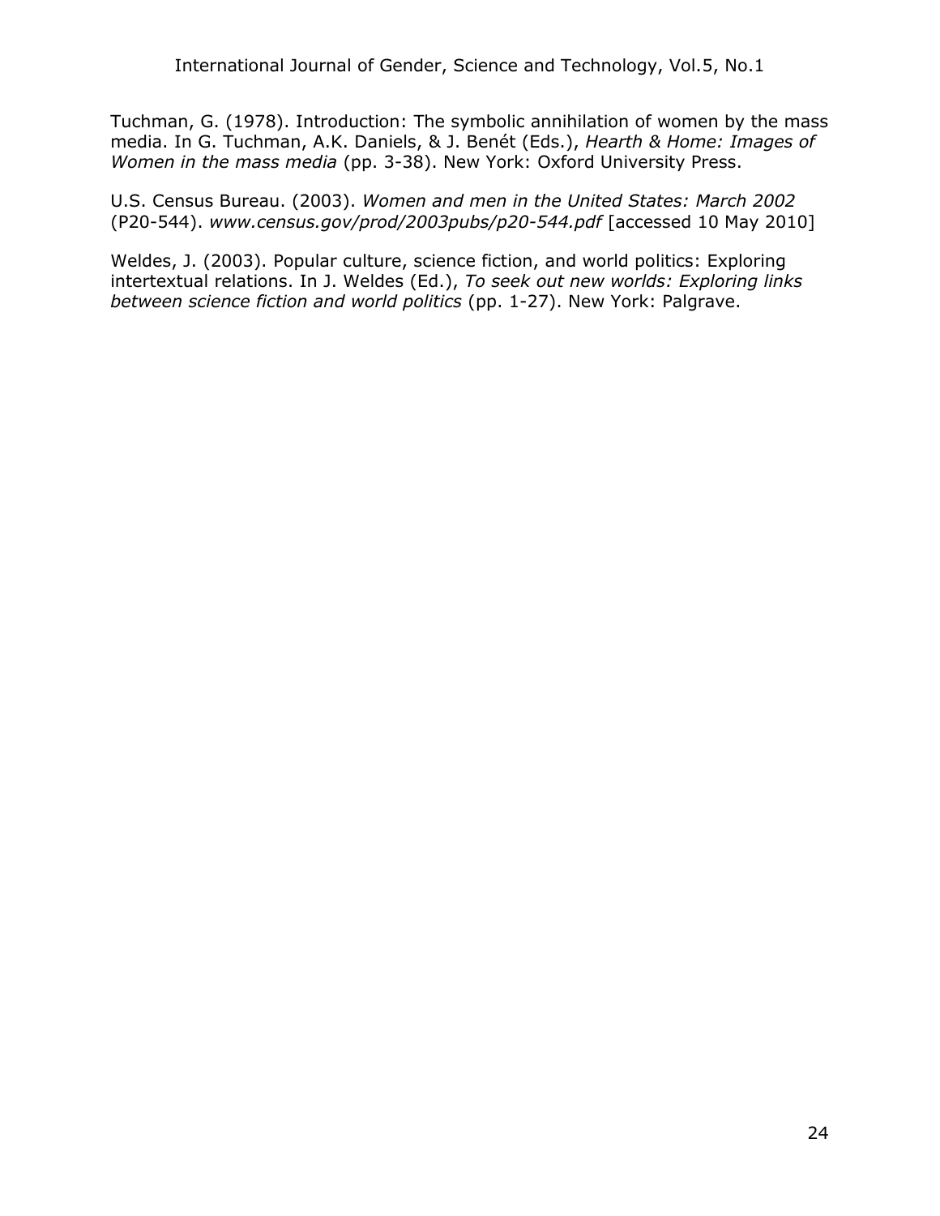Tuchman, G. (1978). Introduction: The symbolic annihilation of women by the mass media. In G. Tuchman, A.K. Daniels, & J. Benét (Eds.), *Hearth & Home: Images of Women in the mass media* (pp. 3-38). New York: Oxford University Press.

U.S. Census Bureau. (2003). *Women and men in the United States: March 2002* (P20-544). *www.census.gov/prod/2003pubs/p20-544.pdf* [accessed 10 May 2010]

Weldes, J. (2003). Popular culture, science fiction, and world politics: Exploring intertextual relations. In J. Weldes (Ed.), *To seek out new worlds: Exploring links between science fiction and world politics* (pp. 1-27). New York: Palgrave.